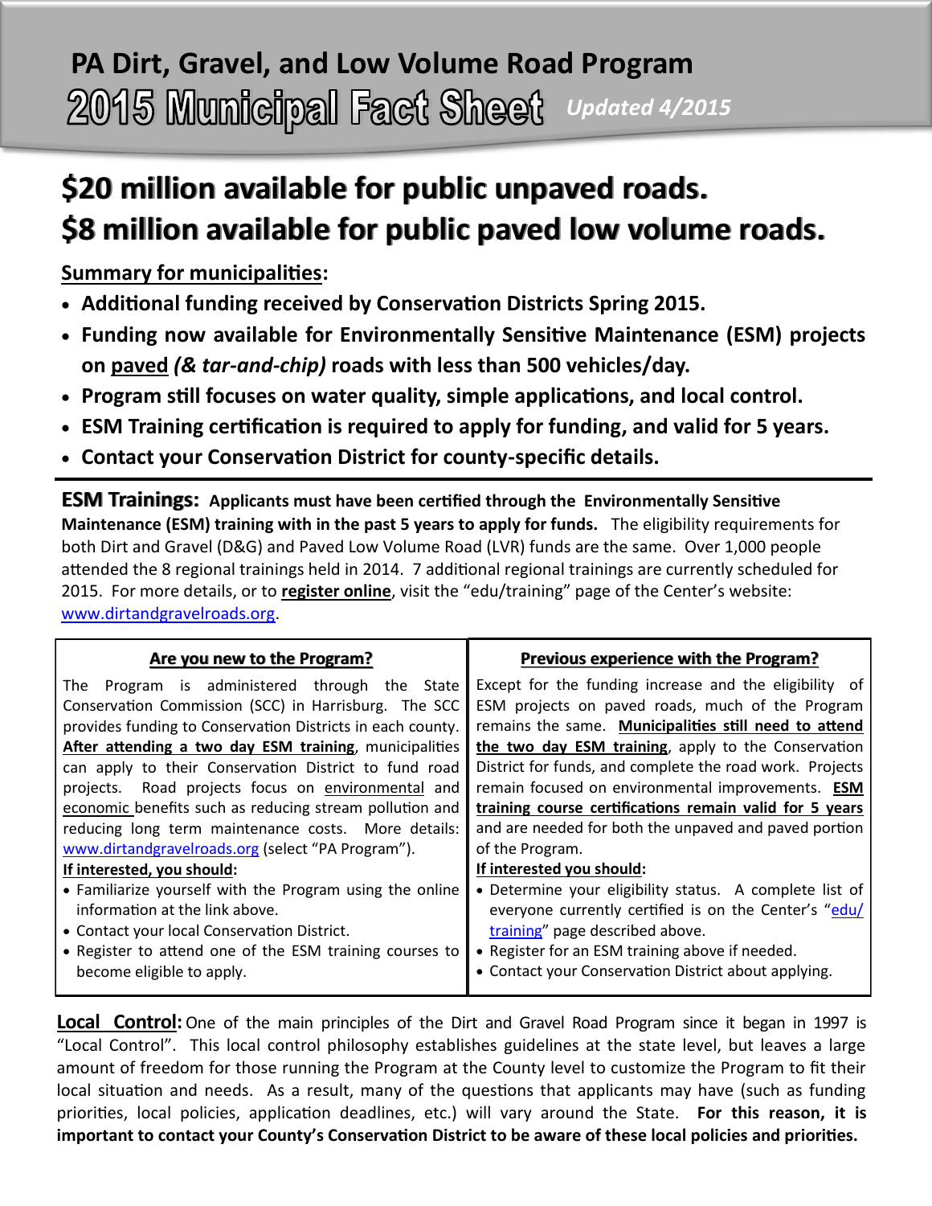# PA Dirt, Gravel, and Low Volume Road Program

# 2015 Municipal Fact Sheet *Updated 4/2015*

## $20 million available for public unpaved roads.
## $8 million available for public paved low volume roads.

**Summary for municipalities:**

- **Additional funding received by Conservation Districts Spring 2015.**
- **Funding now available for Environmentally Sensitive Maintenance (ESM) projects on paved *(& tar-and-chip)* roads with less than 500 vehicles/day.**
- **Program still focuses on water quality, simple applications, and local control.**
- **ESM Training certification is required to apply for funding, and valid for 5 years.**
- **Contact your Conservation District for county-specific details.**

---

**ESM Trainings: Applicants must have been certified through the Environmentally Sensitive Maintenance (ESM) training with in the past 5 years to apply for funds.** The eligibility requirements for both Dirt and Gravel (D&G) and Paved Low Volume Road (LVR) funds are the same. Over 1,000 people attended the 8 regional trainings held in 2014. 7 additional regional trainings are currently scheduled for 2015. For more details, or to **register online**, visit the "edu/training" page of the Center's website: www.dirtandgravelroads.org.

### Are you new to the Program?

The Program is administered through the State Conservation Commission (SCC) in Harrisburg. The SCC provides funding to Conservation Districts in each county. **After attending a two day ESM training**, municipalities can apply to their Conservation District to fund road projects. Road projects focus on environmental and economic benefits such as reducing stream pollution and reducing long term maintenance costs. More details: www.dirtandgravelroads.org (select "PA Program").

**If interested, you should:**

- Familiarize yourself with the Program using the online information at the link above.
- Contact your local Conservation District.
- Register to attend one of the ESM training courses to become eligible to apply.

### Previous experience with the Program?

Except for the funding increase and the eligibility of ESM projects on paved roads, much of the Program remains the same. **Municipalities still need to attend the two day ESM training**, apply to the Conservation District for funds, and complete the road work. Projects remain focused on environmental improvements. **ESM training course certifications remain valid for 5 years** and are needed for both the unpaved and paved portion of the Program.

**If interested you should:**

- Determine your eligibility status. A complete list of everyone currently certified is on the Center's "edu/training" page described above.
- Register for an ESM training above if needed.
- Contact your Conservation District about applying.

**Local Control:** One of the main principles of the Dirt and Gravel Road Program since it began in 1997 is "Local Control". This local control philosophy establishes guidelines at the state level, but leaves a large amount of freedom for those running the Program at the County level to customize the Program to fit their local situation and needs. As a result, many of the questions that applicants may have (such as funding priorities, local policies, application deadlines, etc.) will vary around the State. **For this reason, it is important to contact your County's Conservation District to be aware of these local policies and priorities.**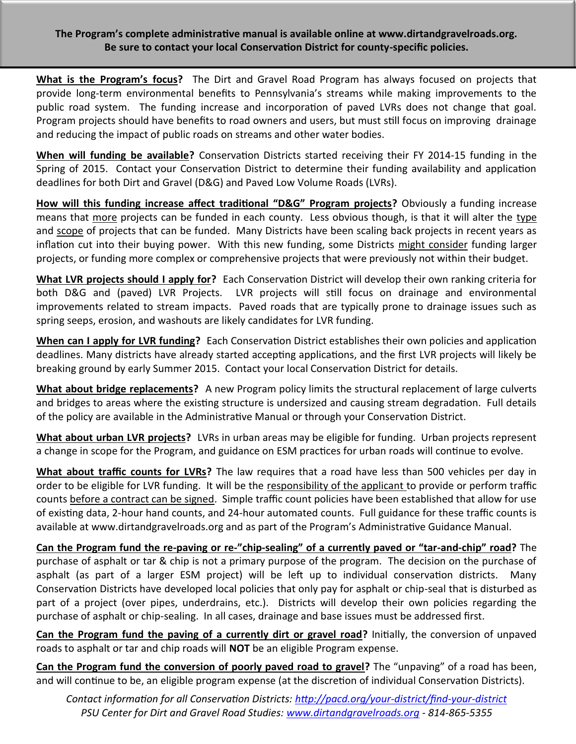**The Program's complete administrative manual is available online at www.dirtandgravelroads.org. Be sure to contact your local Conservation District for county-specific policies.**

**What is the Program's focus?** The Dirt and Gravel Road Program has always focused on projects that provide long-term environmental benefits to Pennsylvania's streams while making improvements to the public road system. The funding increase and incorporation of paved LVRs does not change that goal. Program projects should have benefits to road owners and users, but must still focus on improving drainage and reducing the impact of public roads on streams and other water bodies.

**When will funding be available?** Conservation Districts started receiving their FY 2014-15 funding in the Spring of 2015. Contact your Conservation District to determine their funding availability and application deadlines for both Dirt and Gravel (D&G) and Paved Low Volume Roads (LVRs).

**How will this funding increase affect traditional "D&G" Program projects?** Obviously a funding increase means that more projects can be funded in each county. Less obvious though, is that it will alter the type and scope of projects that can be funded. Many Districts have been scaling back projects in recent years as inflation cut into their buying power. With this new funding, some Districts might consider funding larger projects, or funding more complex or comprehensive projects that were previously not within their budget.

**What LVR projects should I apply for?** Each Conservation District will develop their own ranking criteria for both D&G and (paved) LVR Projects. LVR projects will still focus on drainage and environmental improvements related to stream impacts. Paved roads that are typically prone to drainage issues such as spring seeps, erosion, and washouts are likely candidates for LVR funding.

**When can I apply for LVR funding?** Each Conservation District establishes their own policies and application deadlines. Many districts have already started accepting applications, and the first LVR projects will likely be breaking ground by early Summer 2015. Contact your local Conservation District for details.

**What about bridge replacements?** A new Program policy limits the structural replacement of large culverts and bridges to areas where the existing structure is undersized and causing stream degradation. Full details of the policy are available in the Administrative Manual or through your Conservation District.

**What about urban LVR projects?** LVRs in urban areas may be eligible for funding. Urban projects represent a change in scope for the Program, and guidance on ESM practices for urban roads will continue to evolve.

**What about traffic counts for LVRs?** The law requires that a road have less than 500 vehicles per day in order to be eligible for LVR funding. It will be the responsibility of the applicant to provide or perform traffic counts before a contract can be signed. Simple traffic count policies have been established that allow for use of existing data, 2-hour hand counts, and 24-hour automated counts. Full guidance for these traffic counts is available at www.dirtandgravelroads.org and as part of the Program's Administrative Guidance Manual.

**Can the Program fund the re-paving or re-"chip-sealing" of a currently paved or "tar-and-chip" road?** The purchase of asphalt or tar & chip is not a primary purpose of the program. The decision on the purchase of asphalt (as part of a larger ESM project) will be left up to individual conservation districts. Many Conservation Districts have developed local policies that only pay for asphalt or chip-seal that is disturbed as part of a project (over pipes, underdrains, etc.). Districts will develop their own policies regarding the purchase of asphalt or chip-sealing. In all cases, drainage and base issues must be addressed first.

**Can the Program fund the paving of a currently dirt or gravel road?** Initially, the conversion of unpaved roads to asphalt or tar and chip roads will **NOT** be an eligible Program expense.

**Can the Program fund the conversion of poorly paved road to gravel?** The "unpaving" of a road has been, and will continue to be, an eligible program expense (at the discretion of individual Conservation Districts).

*Contact information for all Conservation Districts: http://pacd.org/your-district/find-your-district*
*PSU Center for Dirt and Gravel Road Studies: www.dirtandgravelroads.org - 814-865-5355*